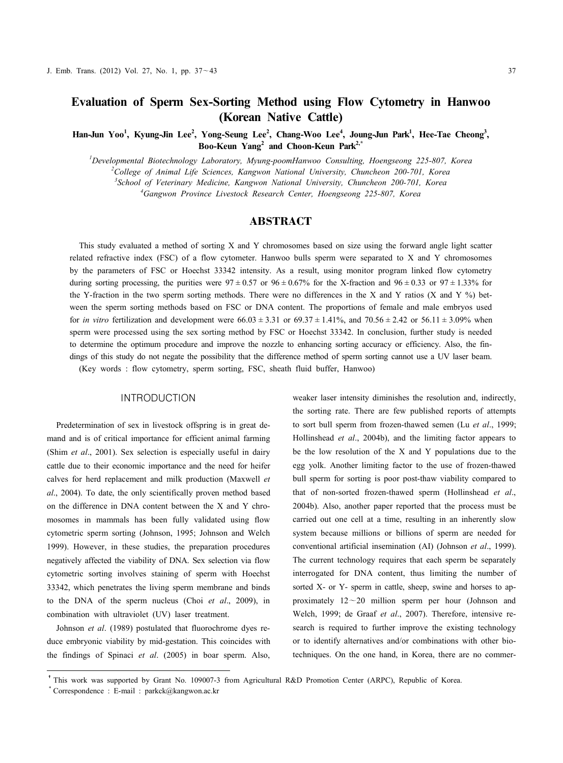# Evaluation of Sperm Sex-Sorting Method using Flow Cytometry in Hanwoo (Korean Native Cattle)

**Han-Jun Yoo[1], Kyung-Jin Lee[2], Yong-Seung Lee[2], Chang-Woo Lee[4], Joung-Jun Park[1], Hee-Tae Cheong[3], Boo-Keun Yang[2] and Choon-Keun Park[2,*]**

[1] *Developmental Biotechnology Laboratory, Myung-poomHanwoo Consulting, Hoengseong 225-807, Korea*
[2] *College of Animal Life Sciences, Kangwon National University, Chuncheon 200-701, Korea*
[3] *School of Veterinary Medicine, Kangwon National University, Chuncheon 200-701, Korea*
[4] *Gangwon Province Livestock Research Center, Hoengseong 225-807, Korea*

## ABSTRACT

This study evaluated a method of sorting X and Y chromosomes based on size using the forward angle light scatter related refractive index (FSC) of a flow cytometer. Hanwoo bulls sperm were separated to X and Y chromosomes by the parameters of FSC or Hoechst 33342 intensity. As a result, using monitor program linked flow cytometry during sorting processing, the purities were $97 \pm 0.57$ or $96 \pm 0.67\%$ for the X-fraction and $96 \pm 0.33$ or $97 \pm 1.33\%$ for the Y-fraction in the two sperm sorting methods. There were no differences in the X and Y ratios (X and Y %) between the sperm sorting methods based on FSC or DNA content. The proportions of female and male embryos used for *in vitro* fertilization and development were $66.03 \pm 3.31$ or $69.37 \pm 1.41\%$, and $70.56 \pm 2.42$ or $56.11 \pm 3.09\%$ when sperm were processed using the sex sorting method by FSC or Hoechst 33342. In conclusion, further study is needed to determine the optimum procedure and improve the nozzle to enhancing sorting accuracy or efficiency. Also, the findings of this study do not negate the possibility that the difference method of sperm sorting cannot use a UV laser beam.

(Key words : flow cytometry, sperm sorting, FSC, sheath fluid buffer, Hanwoo)

## INTRODUCTION

Predetermination of sex in livestock offspring is in great demand and is of critical importance for efficient animal farming (Shim *et al*., 2001). Sex selection is especially useful in dairy cattle due to their economic importance and the need for heifer calves for herd replacement and milk production (Maxwell *et al*., 2004). To date, the only scientifically proven method based on the difference in DNA content between the X and Y chromosomes in mammals has been fully validated using flow cytometric sperm sorting (Johnson, 1995; Johnson and Welch 1999). However, in these studies, the preparation procedures negatively affected the viability of DNA. Sex selection via flow cytometric sorting involves staining of sperm with Hoechst 33342, which penetrates the living sperm membrane and binds to the DNA of the sperm nucleus (Choi *et al*., 2009), in combination with ultraviolet (UV) laser treatment.

Johnson *et al*. (1989) postulated that fluorochrome dyes reduce embryonic viability by mid-gestation. This coincides with the findings of Spinaci *et al*. (2005) in boar sperm. Also, weaker laser intensity diminishes the resolution and, indirectly, the sorting rate. There are few published reports of attempts to sort bull sperm from frozen-thawed semen (Lu *et al*., 1999; Hollinshead *et al*., 2004b), and the limiting factor appears to be the low resolution of the X and Y populations due to the egg yolk. Another limiting factor to the use of frozen-thawed bull sperm for sorting is poor post-thaw viability compared to that of non-sorted frozen-thawed sperm (Hollinshead *et al*., 2004b). Also, another paper reported that the process must be carried out one cell at a time, resulting in an inherently slow system because millions or billions of sperm are needed for conventional artificial insemination (AI) (Johnson *et al*., 1999). The current technology requires that each sperm be separately interrogated for DNA content, thus limiting the number of sorted X- or Y- sperm in cattle, sheep, swine and horses to approximately 12～20 million sperm per hour (Johnson and Welch, 1999; de Graaf *et al*., 2007). Therefore, intensive research is required to further improve the existing technology or to identify alternatives and/or combinations with other biotechniques. On the one hand, in Korea, there are no commer-

† This work was supported by Grant No. 109007-3 from Agricultural R&D Promotion Center (ARPC), Republic of Korea.
\* Correspondence : E-mail : parkck@kangwon.ac.kr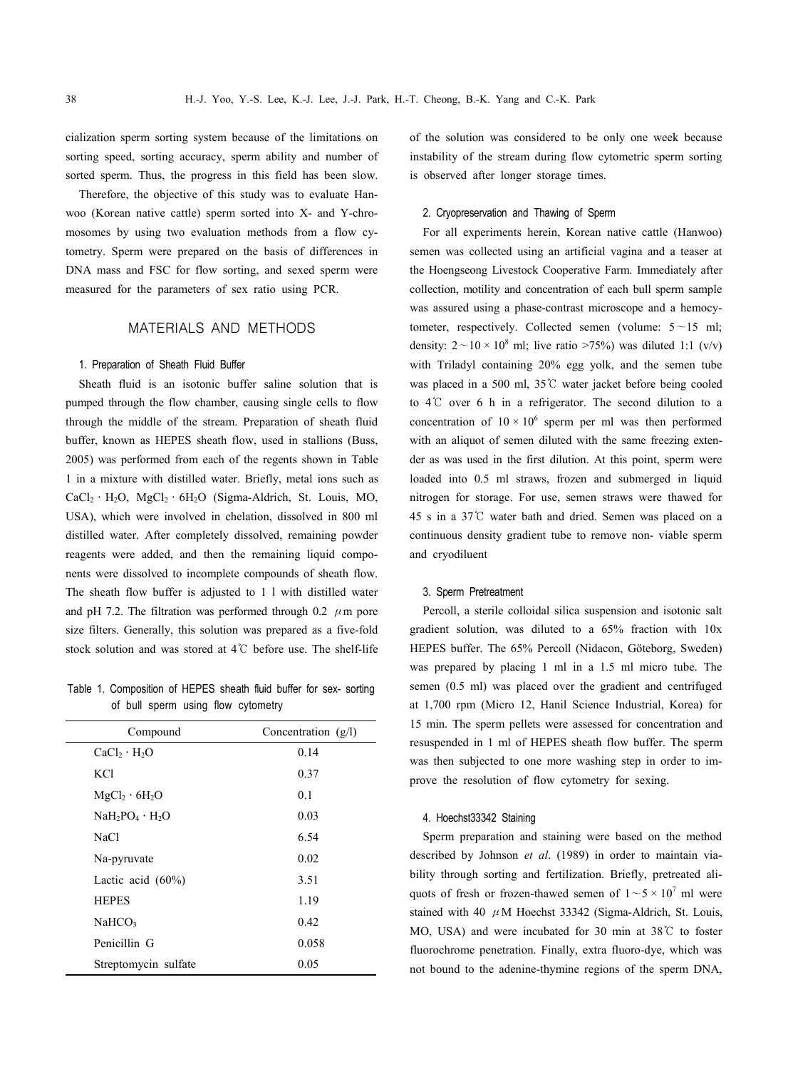cialization sperm sorting system because of the limitations on sorting speed, sorting accuracy, sperm ability and number of sorted sperm. Thus, the progress in this field has been slow.

Therefore, the objective of this study was to evaluate Hanwoo (Korean native cattle) sperm sorted into X- and Y-chromosomes by using two evaluation methods from a flow cytometry. Sperm were prepared on the basis of differences in DNA mass and FSC for flow sorting, and sexed sperm were measured for the parameters of sex ratio using PCR.

## MATERIALS AND METHODS

### 1. Preparation of Sheath Fluid Buffer

Sheath fluid is an isotonic buffer saline solution that is pumped through the flow chamber, causing single cells to flow through the middle of the stream. Preparation of sheath fluid buffer, known as HEPES sheath flow, used in stallions (Buss, 2005) was performed from each of the regents shown in Table 1 in a mixture with distilled water. Briefly, metal ions such as $CaCl_2 \cdot H_2O$, $MgCl_2 \cdot 6H_2O$ (Sigma-Aldrich, St. Louis, MO, USA), which were involved in chelation, dissolved in 800 ml distilled water. After completely dissolved, remaining powder reagents were added, and then the remaining liquid components were dissolved to incomplete compounds of sheath flow. The sheath flow buffer is adjusted to 1 l with distilled water and pH 7.2. The filtration was performed through 0.2 $\mu$m pore size filters. Generally, this solution was prepared as a five-fold stock solution and was stored at 4℃ before use. The shelf-life of the solution was considered to be only one week because instability of the stream during flow cytometric sperm sorting is observed after longer storage times.

Table 1. Composition of HEPES sheath fluid buffer for sex- sorting of bull sperm using flow cytometry

| Compound | Concentration (g/l) |
|---|---|
| $CaCl_2 \cdot H_2O$ | 0.14 |
| KCl | 0.37 |
| $MgCl_2 \cdot 6H_2O$ | 0.1 |
| $NaH_2PO_4 \cdot H_2O$ | 0.03 |
| NaCl | 6.54 |
| Na-pyruvate | 0.02 |
| Lactic acid (60%) | 3.51 |
| HEPES | 1.19 |
| $NaHCO_3$ | 0.42 |
| Penicillin G | 0.058 |
| Streptomycin sulfate | 0.05 |

### 2. Cryopreservation and Thawing of Sperm

For all experiments herein, Korean native cattle (Hanwoo) semen was collected using an artificial vagina and a teaser at the Hoengseong Livestock Cooperative Farm. Immediately after collection, motility and concentration of each bull sperm sample was assured using a phase-contrast microscope and a hemocytometer, respectively. Collected semen (volume: 5～15 ml; density: $2 \sim 10 \times 10^8$ ml; live ratio >75%) was diluted 1:1 (v/v) with Triladyl containing 20% egg yolk, and the semen tube was placed in a 500 ml, 35℃ water jacket before being cooled to 4℃ over 6 h in a refrigerator. The second dilution to a concentration of $10 \times 10^6$ sperm per ml was then performed with an aliquot of semen diluted with the same freezing extender as was used in the first dilution. At this point, sperm were loaded into 0.5 ml straws, frozen and submerged in liquid nitrogen for storage. For use, semen straws were thawed for 45 s in a 37℃ water bath and dried. Semen was placed on a continuous density gradient tube to remove non- viable sperm and cryodiluent

### 3. Sperm Pretreatment

Percoll, a sterile colloidal silica suspension and isotonic salt gradient solution, was diluted to a 65% fraction with 10x HEPES buffer. The 65% Percoll (Nidacon, Göteborg, Sweden) was prepared by placing 1 ml in a 1.5 ml micro tube. The semen (0.5 ml) was placed over the gradient and centrifuged at 1,700 rpm (Micro 12, Hanil Science Industrial, Korea) for 15 min. The sperm pellets were assessed for concentration and resuspended in 1 ml of HEPES sheath flow buffer. The sperm was then subjected to one more washing step in order to improve the resolution of flow cytometry for sexing.

### 4. Hoechst33342 Staining

Sperm preparation and staining were based on the method described by Johnson *et al*. (1989) in order to maintain viability through sorting and fertilization. Briefly, pretreated aliquots of fresh or frozen-thawed semen of $1 \sim 5 \times 10^7$ ml were stained with 40 $\mu$M Hoechst 33342 (Sigma-Aldrich, St. Louis, MO, USA) and were incubated for 30 min at 38℃ to foster fluorochrome penetration. Finally, extra fluoro-dye, which was not bound to the adenine-thymine regions of the sperm DNA,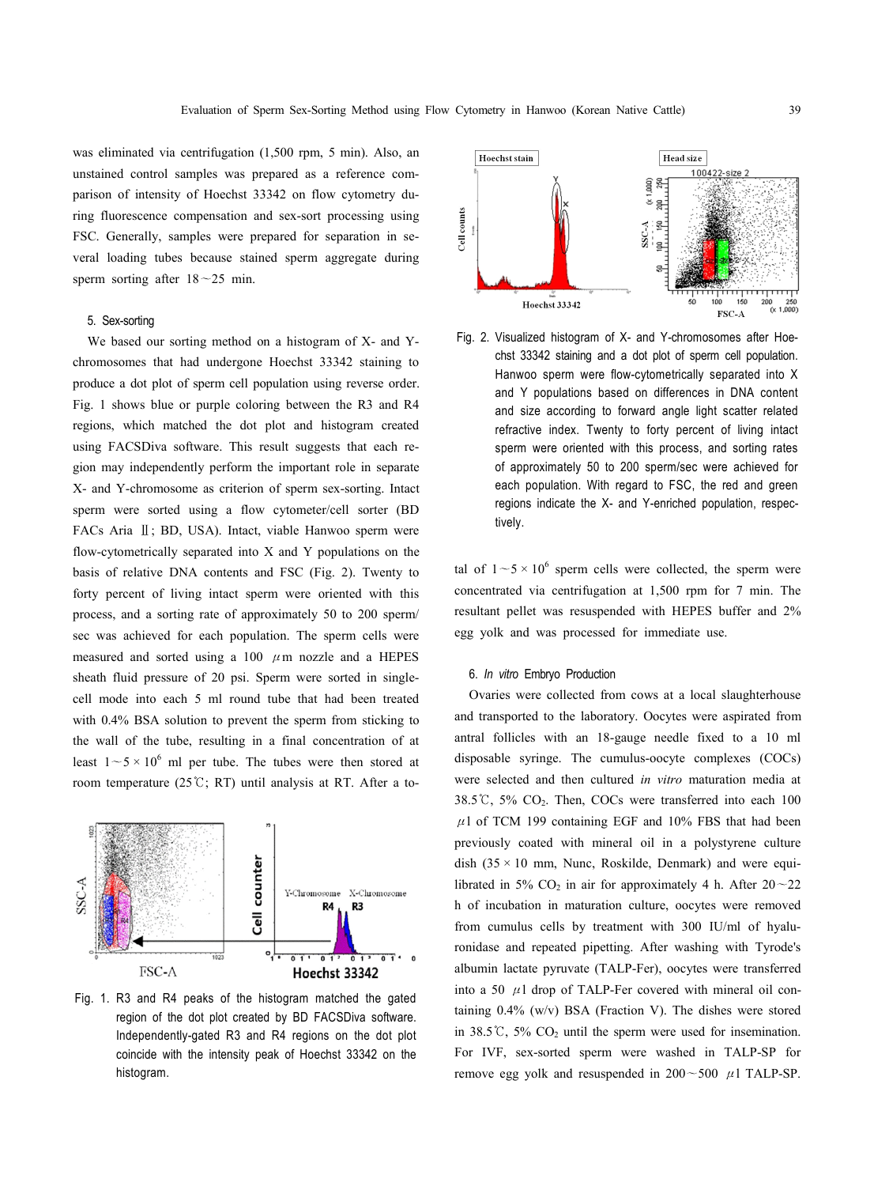was eliminated via centrifugation (1,500 rpm, 5 min). Also, an unstained control samples was prepared as a reference comparison of intensity of Hoechst 33342 on flow cytometry during fluorescence compensation and sex-sort processing using FSC. Generally, samples were prepared for separation in several loading tubes because stained sperm aggregate during sperm sorting after 18~25 min.

### 5. Sex-sorting

We based our sorting method on a histogram of X- and Y-chromosomes that had undergone Hoechst 33342 staining to produce a dot plot of sperm cell population using reverse order. Fig. 1 shows blue or purple coloring between the R3 and R4 regions, which matched the dot plot and histogram created using FACSDiva software. This result suggests that each region may independently perform the important role in separate X- and Y-chromosome as criterion of sperm sex-sorting. Intact sperm were sorted using a flow cytometer/cell sorter (BD FACs Aria Ⅱ; BD, USA). Intact, viable Hanwoo sperm were flow-cytometrically separated into X and Y populations on the basis of relative DNA contents and FSC (Fig. 2). Twenty to forty percent of living intact sperm were oriented with this process, and a sorting rate of approximately 50 to 200 sperm/sec was achieved for each population. The sperm cells were measured and sorted using a 100 $\mu$m nozzle and a HEPES sheath fluid pressure of 20 psi. Sperm were sorted in single-cell mode into each 5 ml round tube that had been treated with 0.4% BSA solution to prevent the sperm from sticking to the wall of the tube, resulting in a final concentration of at least $1 \sim 5 \times 10^6$ ml per tube. The tubes were then stored at room temperature (25℃; RT) until analysis at RT. After a total of $1 \sim 5 \times 10^6$ sperm cells were collected, the sperm were concentrated via centrifugation at 1,500 rpm for 7 min. The resultant pellet was resuspended with HEPES buffer and 2% egg yolk and was processed for immediate use.

Fig. 1. R3 and R4 peaks of the histogram matched the gated region of the dot plot created by BD FACSDiva software. Independently-gated R3 and R4 regions on the dot plot coincide with the intensity peak of Hoechst 33342 on the histogram.

Fig. 2. Visualized histogram of X- and Y-chromosomes after Hoechst 33342 staining and a dot plot of sperm cell population. Hanwoo sperm were flow-cytometrically separated into X and Y populations based on differences in DNA content and size according to forward angle light scatter related refractive index. Twenty to forty percent of living intact sperm were oriented with this process, and sorting rates of approximately 50 to 200 sperm/sec were achieved for each population. With regard to FSC, the red and green regions indicate the X- and Y-enriched population, respectively.

### 6. *In vitro* Embryo Production

Ovaries were collected from cows at a local slaughterhouse and transported to the laboratory. Oocytes were aspirated from antral follicles with an 18-gauge needle fixed to a 10 ml disposable syringe. The cumulus-oocyte complexes (COCs) were selected and then cultured *in vitro* maturation media at 38.5℃, 5% $CO_2$. Then, COCs were transferred into each 100 $\mu$l of TCM 199 containing EGF and 10% FBS that had been previously coated with mineral oil in a polystyrene culture dish (35 × 10 mm, Nunc, Roskilde, Denmark) and were equilibrated in 5% $CO_2$ in air for approximately 4 h. After 20~22 h of incubation in maturation culture, oocytes were removed from cumulus cells by treatment with 300 IU/ml of hyaluronidase and repeated pipetting. After washing with Tyrode's albumin lactate pyruvate (TALP-Fer), oocytes were transferred into a 50 $\mu$l drop of TALP-Fer covered with mineral oil containing 0.4% (w/v) BSA (Fraction V). The dishes were stored in 38.5℃, 5% $CO_2$ until the sperm were used for insemination. For IVF, sex-sorted sperm were washed in TALP-SP for remove egg yolk and resuspended in 200~500 $\mu$l TALP-SP.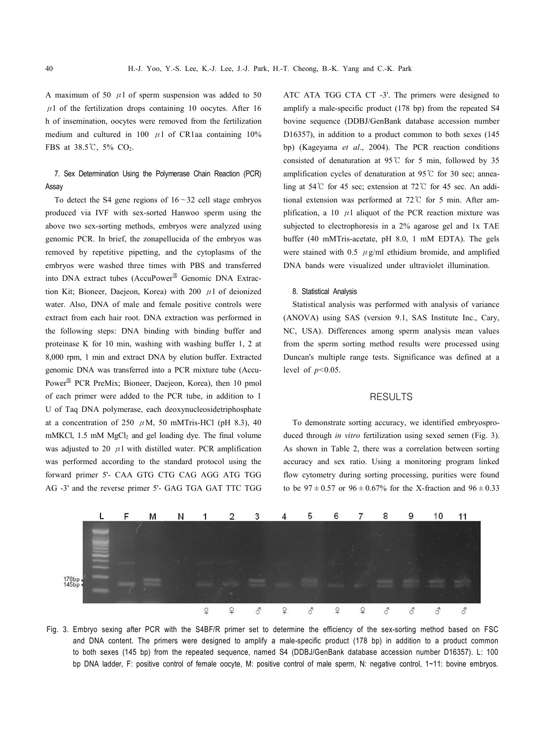A maximum of 50 μl of sperm suspension was added to 50 μl of the fertilization drops containing 10 oocytes. After 16 h of insemination, oocytes were removed from the fertilization medium and cultured in 100 μl of CR1aa containing 10% FBS at 38.5℃, 5% $CO_2$.

### 7. Sex Determination Using the Polymerase Chain Reaction (PCR) Assay

To detect the S4 gene regions of 16～32 cell stage embryos produced via IVF with sex-sorted Hanwoo sperm using the above two sex-sorting methods, embryos were analyzed using genomic PCR. In brief, the zonapellucida of the embryos was removed by repetitive pipetting, and the cytoplasms of the embryos were washed three times with PBS and transferred into DNA extract tubes (AccuPower® Genomic DNA Extraction Kit; Bioneer, Daejeon, Korea) with 200 μl of deionized water. Also, DNA of male and female positive controls were extract from each hair root. DNA extraction was performed in the following steps: DNA binding with binding buffer and proteinase K for 10 min, washing with washing buffer 1, 2 at 8,000 rpm, 1 min and extract DNA by elution buffer. Extracted genomic DNA was transferred into a PCR mixture tube (AccuPower® PCR PreMix; Bioneer, Daejeon, Korea), then 10 pmol of each primer were added to the PCR tube, in addition to 1 U of Taq DNA polymerase, each deoxynucleosidetriphosphate at a concentration of 250 μM, 50 mMTris-HCl (pH 8.3), 40 mMKCl, 1.5 mM $MgCl_2$ and gel loading dye. The final volume was adjusted to 20 μl with distilled water. PCR amplification was performed according to the standard protocol using the forward primer 5'- CAA GTG CTG CAG AGG ATG TGG AG -3' and the reverse primer 5'- GAG TGA GAT TTC TGG ATC ATA TGG CTA CT -3'. The primers were designed to amplify a male-specific product (178 bp) from the repeated S4 bovine sequence (DDBJ/GenBank database accession number D16357), in addition to a product common to both sexes (145 bp) (Kageyama *et al*., 2004). The PCR reaction conditions consisted of denaturation at 95℃ for 5 min, followed by 35 amplification cycles of denaturation at 95℃ for 30 sec; annealing at 54℃ for 45 sec; extension at 72℃ for 45 sec. An additional extension was performed at 72℃ for 5 min. After amplification, a 10 μl aliquot of the PCR reaction mixture was subjected to electrophoresis in a 2% agarose gel and 1x TAE buffer (40 mMTris-acetate, pH 8.0, 1 mM EDTA). The gels were stained with 0.5 μg/ml ethidium bromide, and amplified DNA bands were visualized under ultraviolet illumination.

### 8. Statistical Analysis

Statistical analysis was performed with analysis of variance (ANOVA) using SAS (version 9.1, SAS Institute Inc., Cary, NC, USA). Differences among sperm analysis mean values from the sperm sorting method results were processed using Duncan's multiple range tests. Significance was defined at a level of $p<0.05$.

## RESULTS

To demonstrate sorting accuracy, we identified embryosproduced through *in vitro* fertilization using sexed semen (Fig. 3). As shown in Table 2, there was a correlation between sorting accuracy and sex ratio. Using a monitoring program linked flow cytometry during sorting processing, purities were found to be $97 \pm 0.57$ or $96 \pm 0.67$% for the X-fraction and $96 \pm 0.33$

Fig. 3. Embryo sexing after PCR with the S4BF/R primer set to determine the efficiency of the sex-sorting method based on FSC and DNA content. The primers were designed to amplify a male-specific product (178 bp) in addition to a product common to both sexes (145 bp) from the repeated sequence, named S4 (DDBJ/GenBank database accession number D16357). L: 100 bp DNA ladder, F: positive control of female oocyte, M: positive control of male sperm, N: negative control, 1~11: bovine embryos.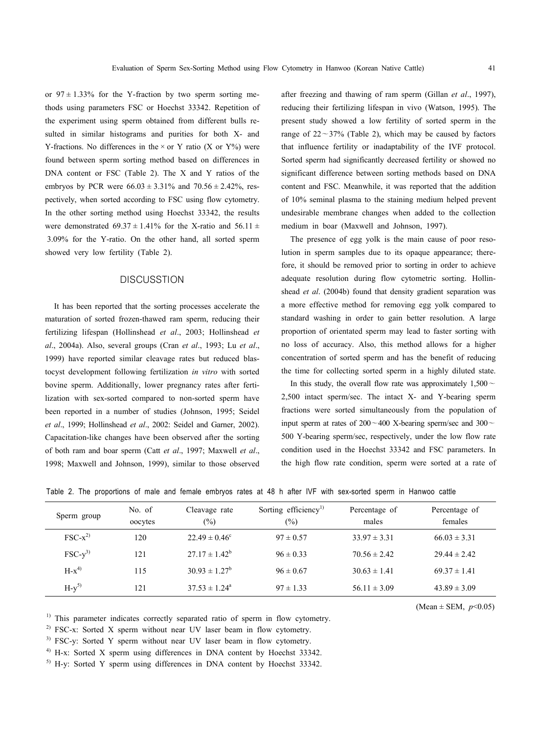or $97 \pm 1.33\%$ for the Y-fraction by two sperm sorting methods using parameters FSC or Hoechst 33342. Repetition of the experiment using sperm obtained from different bulls resulted in similar histograms and purities for both X- and Y-fractions. No differences in the × or Y ratio (X or Y%) were found between sperm sorting method based on differences in DNA content or FSC (Table 2). The X and Y ratios of the embryos by PCR were $66.03 \pm 3.31\%$ and $70.56 \pm 2.42\%$, respectively, when sorted according to FSC using flow cytometry. In the other sorting method using Hoechst 33342, the results were demonstrated $69.37 \pm 1.41\%$ for the X-ratio and $56.11 \pm 3.09\%$ for the Y-ratio. On the other hand, all sorted sperm showed very low fertility (Table 2).

## DISCUSSTION

It has been reported that the sorting processes accelerate the maturation of sorted frozen-thawed ram sperm, reducing their fertilizing lifespan (Hollinshead *et al*., 2003; Hollinshead *et al*., 2004a). Also, several groups (Cran *et al*., 1993; Lu *et al*., 1999) have reported similar cleavage rates but reduced blastocyst development following fertilization *in vitro* with sorted bovine sperm. Additionally, lower pregnancy rates after fertilization with sex-sorted compared to non-sorted sperm have been reported in a number of studies (Johnson, 1995; Seidel *et al*., 1999; Hollinshead *et al*., 2002: Seidel and Garner, 2002). Capacitation-like changes have been observed after the sorting of both ram and boar sperm (Catt *et al*., 1997; Maxwell *et al*., 1998; Maxwell and Johnson, 1999), similar to those observed after freezing and thawing of ram sperm (Gillan *et al*., 1997), reducing their fertilizing lifespan in vivo (Watson, 1995). The present study showed a low fertility of sorted sperm in the range of 22～37% (Table 2), which may be caused by factors that influence fertility or inadaptability of the IVF protocol. Sorted sperm had significantly decreased fertility or showed no significant difference between sorting methods based on DNA content and FSC. Meanwhile, it was reported that the addition of 10% seminal plasma to the staining medium helped prevent undesirable membrane changes when added to the collection medium in boar (Maxwell and Johnson, 1997).

The presence of egg yolk is the main cause of poor resolution in sperm samples due to its opaque appearance; therefore, it should be removed prior to sorting in order to achieve adequate resolution during flow cytometric sorting. Hollinshead *et al*. (2004b) found that density gradient separation was a more effective method for removing egg yolk compared to standard washing in order to gain better resolution. A large proportion of orientated sperm may lead to faster sorting with no loss of accuracy. Also, this method allows for a higher concentration of sorted sperm and has the benefit of reducing the time for collecting sorted sperm in a highly diluted state.

In this study, the overall flow rate was approximately 1,500～2,500 intact sperm/sec. The intact X- and Y-bearing sperm fractions were sorted simultaneously from the population of input sperm at rates of 200～400 X-bearing sperm/sec and 300～500 Y-bearing sperm/sec, respectively, under the low flow rate condition used in the Hoechst 33342 and FSC parameters. In the high flow rate condition, sperm were sorted at a rate of

Table 2. The proportions of male and female embryos rates at 48 h after IVF with sex-sorted sperm in Hanwoo cattle

| Sperm group | No. of oocytes | Cleavage rate (%) | Sorting efficiency[1] (%) | Percentage of males | Percentage of females |
|---|---|---|---|---|---|
| FSC-x[2] | 120 | $22.49 \pm 0.46^{c}$ | $97 \pm 0.57$ | $33.97 \pm 3.31$ | $66.03 \pm 3.31$ |
| FSC-y[3] | 121 | $27.17 \pm 1.42^{b}$ | $96 \pm 0.33$ | $70.56 \pm 2.42$ | $29.44 \pm 2.42$ |
| H-x[4] | 115 | $30.93 \pm 1.27^{b}$ | $96 \pm 0.67$ | $30.63 \pm 1.41$ | $69.37 \pm 1.41$ |
| H-y[5] | 121 | $37.53 \pm 1.24^{a}$ | $97 \pm 1.33$ | $56.11 \pm 3.09$ | $43.89 \pm 3.09$ |

(Mean ± SEM, $p<0.05$)

[1] This parameter indicates correctly separated ratio of sperm in flow cytometry.

[2] FSC-x: Sorted X sperm without near UV laser beam in flow cytometry.

[3] FSC-y: Sorted Y sperm without near UV laser beam in flow cytometry.

[4] H-x: Sorted X sperm using differences in DNA content by Hoechst 33342.

[5] H-y: Sorted Y sperm using differences in DNA content by Hoechst 33342.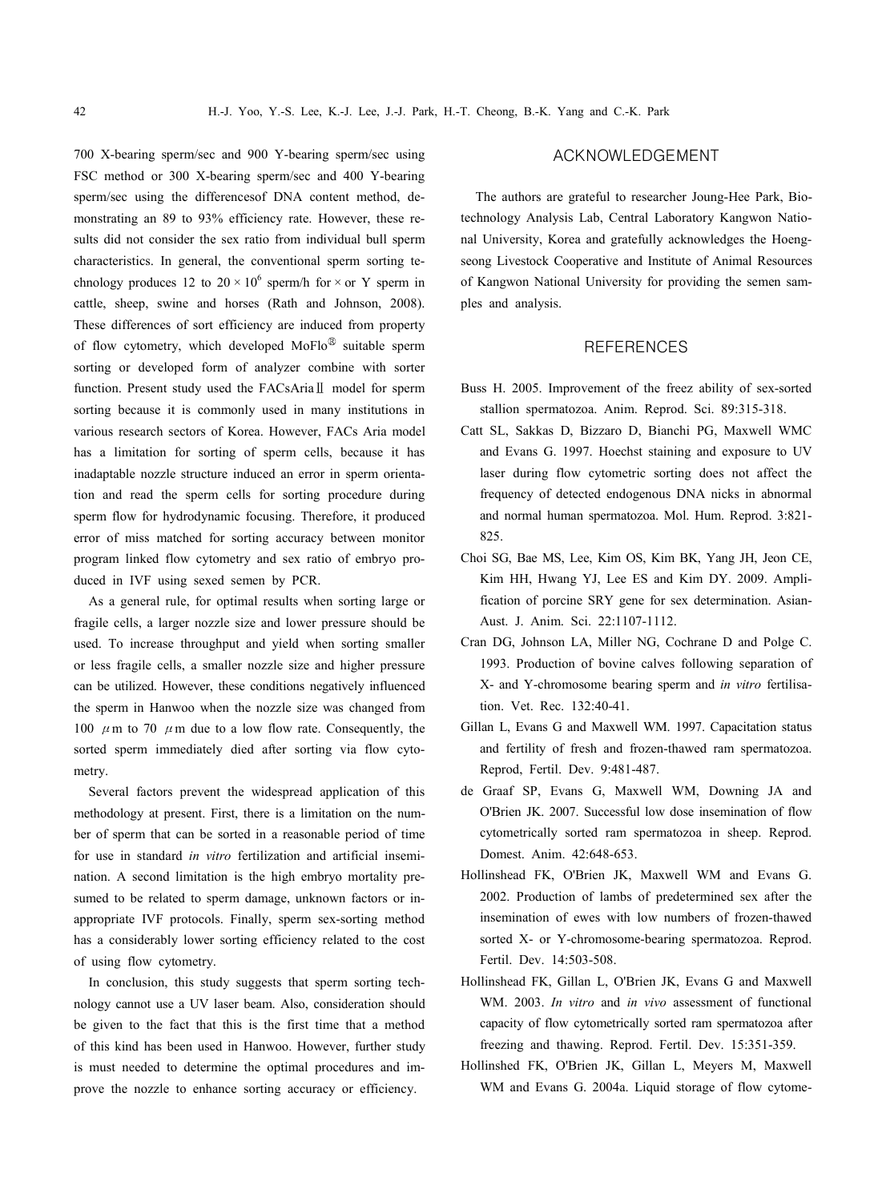700 X-bearing sperm/sec and 900 Y-bearing sperm/sec using FSC method or 300 X-bearing sperm/sec and 400 Y-bearing sperm/sec using the differencesof DNA content method, demonstrating an 89 to 93% efficiency rate. However, these results did not consider the sex ratio from individual bull sperm characteristics. In general, the conventional sperm sorting technology produces 12 to $20 \times 10^6$ sperm/h for × or Y sperm in cattle, sheep, swine and horses (Rath and Johnson, 2008). These differences of sort efficiency are induced from property of flow cytometry, which developed MoFlo® suitable sperm sorting or developed form of analyzer combine with sorter function. Present study used the FACsAriaⅡ model for sperm sorting because it is commonly used in many institutions in various research sectors of Korea. However, FACs Aria model has a limitation for sorting of sperm cells, because it has inadaptable nozzle structure induced an error in sperm orientation and read the sperm cells for sorting procedure during sperm flow for hydrodynamic focusing. Therefore, it produced error of miss matched for sorting accuracy between monitor program linked flow cytometry and sex ratio of embryo produced in IVF using sexed semen by PCR.

As a general rule, for optimal results when sorting large or fragile cells, a larger nozzle size and lower pressure should be used. To increase throughput and yield when sorting smaller or less fragile cells, a smaller nozzle size and higher pressure can be utilized. However, these conditions negatively influenced the sperm in Hanwoo when the nozzle size was changed from 100 μm to 70 μm due to a low flow rate. Consequently, the sorted sperm immediately died after sorting via flow cytometry.

Several factors prevent the widespread application of this methodology at present. First, there is a limitation on the number of sperm that can be sorted in a reasonable period of time for use in standard *in vitro* fertilization and artificial insemination. A second limitation is the high embryo mortality presumed to be related to sperm damage, unknown factors or inappropriate IVF protocols. Finally, sperm sex-sorting method has a considerably lower sorting efficiency related to the cost of using flow cytometry.

In conclusion, this study suggests that sperm sorting technology cannot use a UV laser beam. Also, consideration should be given to the fact that this is the first time that a method of this kind has been used in Hanwoo. However, further study is must needed to determine the optimal procedures and improve the nozzle to enhance sorting accuracy or efficiency.

## ACKNOWLEDGEMENT

The authors are grateful to researcher Joung-Hee Park, Biotechnology Analysis Lab, Central Laboratory Kangwon National University, Korea and gratefully acknowledges the Hoengseong Livestock Cooperative and Institute of Animal Resources of Kangwon National University for providing the semen samples and analysis.

## REFERENCES

Buss H. 2005. Improvement of the freez ability of sex-sorted stallion spermatozoa. Anim. Reprod. Sci. 89:315-318.

Catt SL, Sakkas D, Bizzaro D, Bianchi PG, Maxwell WMC and Evans G. 1997. Hoechst staining and exposure to UV laser during flow cytometric sorting does not affect the frequency of detected endogenous DNA nicks in abnormal and normal human spermatozoa. Mol. Hum. Reprod. 3:821-825.

Choi SG, Bae MS, Lee, Kim OS, Kim BK, Yang JH, Jeon CE, Kim HH, Hwang YJ, Lee ES and Kim DY. 2009. Amplification of porcine SRY gene for sex determination. Asian-Aust. J. Anim. Sci. 22:1107-1112.

Cran DG, Johnson LA, Miller NG, Cochrane D and Polge C. 1993. Production of bovine calves following separation of X- and Y-chromosome bearing sperm and *in vitro* fertilisation. Vet. Rec. 132:40-41.

Gillan L, Evans G and Maxwell WM. 1997. Capacitation status and fertility of fresh and frozen-thawed ram spermatozoa. Reprod, Fertil. Dev. 9:481-487.

de Graaf SP, Evans G, Maxwell WM, Downing JA and O'Brien JK. 2007. Successful low dose insemination of flow cytometrically sorted ram spermatozoa in sheep. Reprod. Domest. Anim. 42:648-653.

Hollinshead FK, O'Brien JK, Maxwell WM and Evans G. 2002. Production of lambs of predetermined sex after the insemination of ewes with low numbers of frozen-thawed sorted X- or Y-chromosome-bearing spermatozoa. Reprod. Fertil. Dev. 14:503-508.

Hollinshead FK, Gillan L, O'Brien JK, Evans G and Maxwell WM. 2003. *In vitro* and *in vivo* assessment of functional capacity of flow cytometrically sorted ram spermatozoa after freezing and thawing. Reprod. Fertil. Dev. 15:351-359.

Hollinshed FK, O'Brien JK, Gillan L, Meyers M, Maxwell WM and Evans G. 2004a. Liquid storage of flow cytome-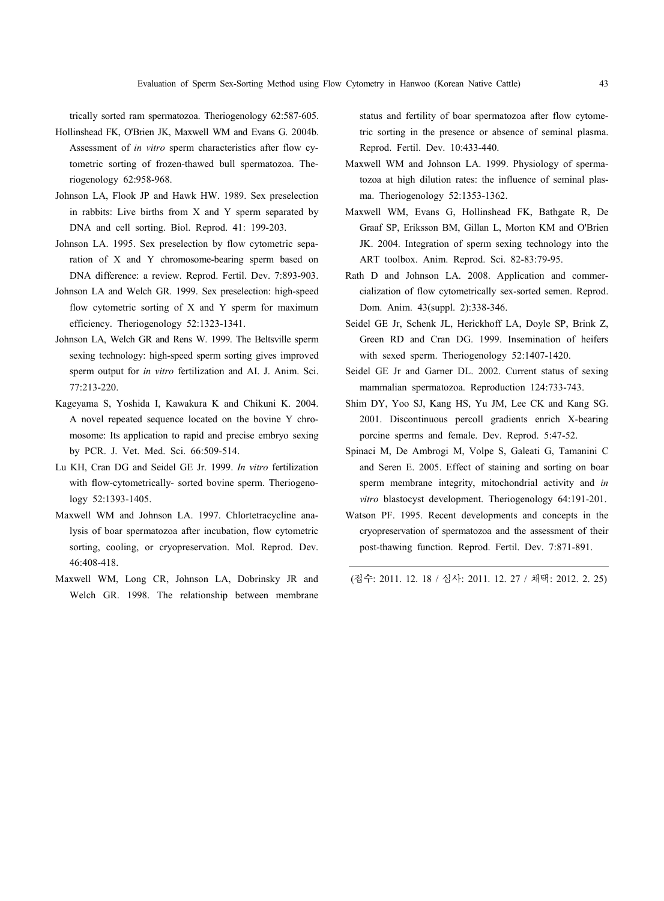trically sorted ram spermatozoa. Theriogenology 62:587-605.

Hollinshead FK, O'Brien JK, Maxwell WM and Evans G. 2004b. Assessment of *in vitro* sperm characteristics after flow cytometric sorting of frozen-thawed bull spermatozoa. Theriogenology 62:958-968.

Johnson LA, Flook JP and Hawk HW. 1989. Sex preselection in rabbits: Live births from X and Y sperm separated by DNA and cell sorting. Biol. Reprod. 41: 199-203.

Johnson LA. 1995. Sex preselection by flow cytometric separation of X and Y chromosome-bearing sperm based on DNA difference: a review. Reprod. Fertil. Dev. 7:893-903.

Johnson LA and Welch GR. 1999. Sex preselection: high-speed flow cytometric sorting of X and Y sperm for maximum efficiency. Theriogenology 52:1323-1341.

Johnson LA, Welch GR and Rens W. 1999. The Beltsville sperm sexing technology: high-speed sperm sorting gives improved sperm output for *in vitro* fertilization and AI. J. Anim. Sci. 77:213-220.

Kageyama S, Yoshida I, Kawakura K and Chikuni K. 2004. A novel repeated sequence located on the bovine Y chromosome: Its application to rapid and precise embryo sexing by PCR. J. Vet. Med. Sci. 66:509-514.

Lu KH, Cran DG and Seidel GE Jr. 1999. *In vitro* fertilization with flow-cytometrically- sorted bovine sperm. Theriogenology 52:1393-1405.

Maxwell WM and Johnson LA. 1997. Chlortetracycline analysis of boar spermatozoa after incubation, flow cytometric sorting, cooling, or cryopreservation. Mol. Reprod. Dev. 46:408-418.

Maxwell WM, Long CR, Johnson LA, Dobrinsky JR and Welch GR. 1998. The relationship between membrane status and fertility of boar spermatozoa after flow cytometric sorting in the presence or absence of seminal plasma. Reprod. Fertil. Dev. 10:433-440.

Maxwell WM and Johnson LA. 1999. Physiology of spermatozoa at high dilution rates: the influence of seminal plasma. Theriogenology 52:1353-1362.

Maxwell WM, Evans G, Hollinshead FK, Bathgate R, De Graaf SP, Eriksson BM, Gillan L, Morton KM and O'Brien JK. 2004. Integration of sperm sexing technology into the ART toolbox. Anim. Reprod. Sci. 82-83:79-95.

Rath D and Johnson LA. 2008. Application and commercialization of flow cytometrically sex-sorted semen. Reprod. Dom. Anim. 43(suppl. 2):338-346.

Seidel GE Jr, Schenk JL, Herickhoff LA, Doyle SP, Brink Z, Green RD and Cran DG. 1999. Insemination of heifers with sexed sperm. Theriogenology 52:1407-1420.

Seidel GE Jr and Garner DL. 2002. Current status of sexing mammalian spermatozoa. Reproduction 124:733-743.

Shim DY, Yoo SJ, Kang HS, Yu JM, Lee CK and Kang SG. 2001. Discontinuous percoll gradients enrich X-bearing porcine sperms and female. Dev. Reprod. 5:47-52.

Spinaci M, De Ambrogi M, Volpe S, Galeati G, Tamanini C and Seren E. 2005. Effect of staining and sorting on boar sperm membrane integrity, mitochondrial activity and *in vitro* blastocyst development. Theriogenology 64:191-201.

Watson PF. 1995. Recent developments and concepts in the cryopreservation of spermatozoa and the assessment of their post-thawing function. Reprod. Fertil. Dev. 7:871-891.

(접수: 2011. 12. 18 / 심사: 2011. 12. 27 / 채택: 2012. 2. 25)